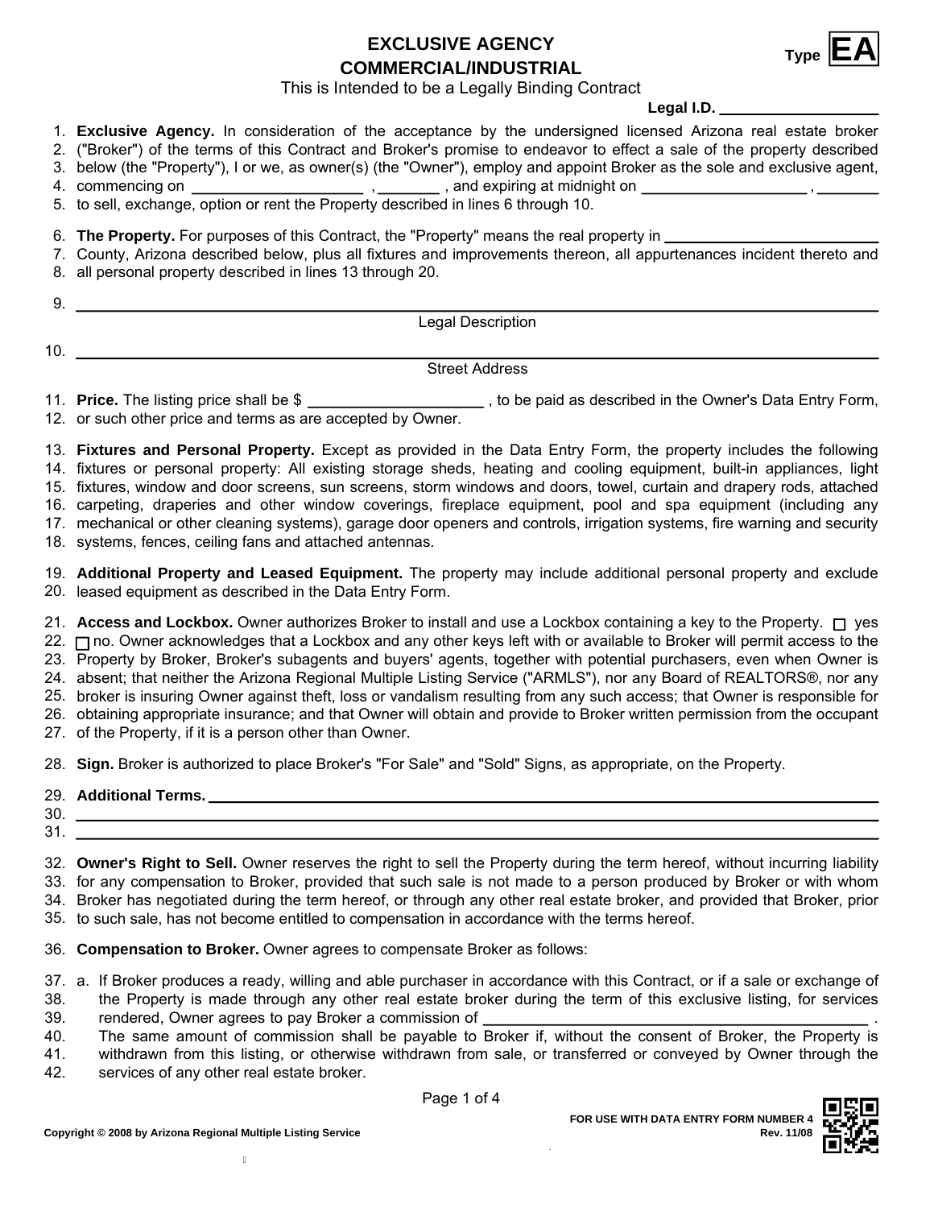# EXCLUSIVE AGENCY COMMERCIAL/INDUSTRIAL

Type **EA**

This is Intended to be a Legally Binding Contract

**Legal I.D.** ___________________

1. **Exclusive Agency.** In consideration of the acceptance by the undersigned licensed Arizona real estate broker
2. ("Broker") of the terms of this Contract and Broker's promise to endeavor to effect a sale of the property described
3. below (the "Property"), I or we, as owner(s) (the "Owner"), employ and appoint Broker as the sole and exclusive agent,
4. commencing on ____________________ , _______ , and expiring at midnight on ___________________ , _______
5. to sell, exchange, option or rent the Property described in lines 6 through 10.

6. **The Property.** For purposes of this Contract, the "Property" means the real property in ________________________
7. County, Arizona described below, plus all fixtures and improvements thereon, all appurtenances incident thereto and
8. all personal property described in lines 13 through 20.

9. ______________________________________________________________________________
Legal Description

10. ______________________________________________________________________________
Street Address

11. **Price.** The listing price shall be $ ____________________ , to be paid as described in the Owner's Data Entry Form,
12. or such other price and terms as are accepted by Owner.

13. **Fixtures and Personal Property.** Except as provided in the Data Entry Form, the property includes the following
14. fixtures or personal property: All existing storage sheds, heating and cooling equipment, built-in appliances, light
15. fixtures, window and door screens, sun screens, storm windows and doors, towel, curtain and drapery rods, attached
16. carpeting, draperies and other window coverings, fireplace equipment, pool and spa equipment (including any
17. mechanical or other cleaning systems), garage door openers and controls, irrigation systems, fire warning and security
18. systems, fences, ceiling fans and attached antennas.

19. **Additional Property and Leased Equipment.** The property may include additional personal property and exclude
20. leased equipment as described in the Data Entry Form.

21. **Access and Lockbox.** Owner authorizes Broker to install and use a Lockbox containing a key to the Property. ☐ yes
22. ☐ no. Owner acknowledges that a Lockbox and any other keys left with or available to Broker will permit access to the
23. Property by Broker, Broker's subagents and buyers' agents, together with potential purchasers, even when Owner is
24. absent; that neither the Arizona Regional Multiple Listing Service ("ARMLS"), nor any Board of REALTORS®, nor any
25. broker is insuring Owner against theft, loss or vandalism resulting from any such access; that Owner is responsible for
26. obtaining appropriate insurance; and that Owner will obtain and provide to Broker written permission from the occupant
27. of the Property, if it is a person other than Owner.

28. **Sign.** Broker is authorized to place Broker's "For Sale" and "Sold" Signs, as appropriate, on the Property.

29. **Additional Terms.** ______________________________________________________________________
30. ______________________________________________________________________________
31. ______________________________________________________________________________

32. **Owner's Right to Sell.** Owner reserves the right to sell the Property during the term hereof, without incurring liability
33. for any compensation to Broker, provided that such sale is not made to a person produced by Broker or with whom
34. Broker has negotiated during the term hereof, or through any other real estate broker, and provided that Broker, prior
35. to such sale, has not become entitled to compensation in accordance with the terms hereof.

36. **Compensation to Broker.** Owner agrees to compensate Broker as follows:

37. a. If Broker produces a ready, willing and able purchaser in accordance with this Contract, or if a sale or exchange of
38. the Property is made through any other real estate broker during the term of this exclusive listing, for services
39. rendered, Owner agrees to pay Broker a commission of ______________________________________________ .
40. The same amount of commission shall be payable to Broker if, without the consent of Broker, the Property is
41. withdrawn from this listing, or otherwise withdrawn from sale, or transferred or conveyed by Owner through the
42. services of any other real estate broker.

FOR USE WITH DATA ENTRY FORM NUMBER 4
Rev. 11/08

Copyright © 2008 by Arizona Regional Multiple Listing Service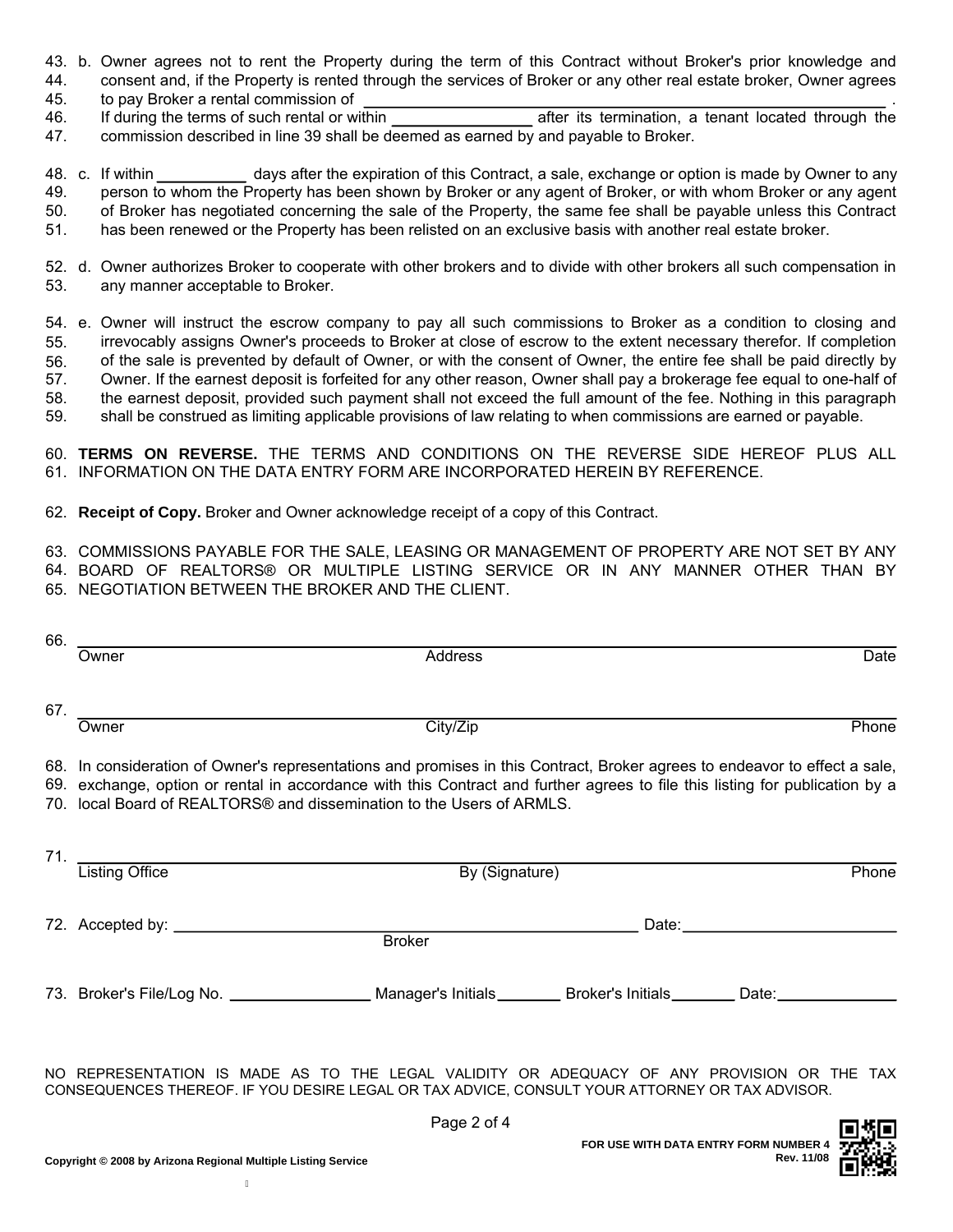43. b. Owner agrees not to rent the Property during the term of this Contract without Broker's prior knowledge and
44. consent and, if the Property is rented through the services of Broker or any other real estate broker, Owner agrees
45. to pay Broker a rental commission of ______________________________________________.
46. If during the terms of such rental or within ________________ after its termination, a tenant located through the
47. commission described in line 39 shall be deemed as earned by and payable to Broker.

48. c. If within __________ days after the expiration of this Contract, a sale, exchange or option is made by Owner to any
49. person to whom the Property has been shown by Broker or any agent of Broker, or with whom Broker or any agent
50. of Broker has negotiated concerning the sale of the Property, the same fee shall be payable unless this Contract
51. has been renewed or the Property has been relisted on an exclusive basis with another real estate broker.

52. d. Owner authorizes Broker to cooperate with other brokers and to divide with other brokers all such compensation in
53. any manner acceptable to Broker.

54. e. Owner will instruct the escrow company to pay all such commissions to Broker as a condition to closing and
55. irrevocably assigns Owner's proceeds to Broker at close of escrow to the extent necessary therefor. If completion
56. of the sale is prevented by default of Owner, or with the consent of Owner, the entire fee shall be paid directly by
57. Owner. If the earnest deposit is forfeited for any other reason, Owner shall pay a brokerage fee equal to one-half of
58. the earnest deposit, provided such payment shall not exceed the full amount of the fee. Nothing in this paragraph
59. shall be construed as limiting applicable provisions of law relating to when commissions are earned or payable.

60. **TERMS ON REVERSE.** THE TERMS AND CONDITIONS ON THE REVERSE SIDE HEREOF PLUS ALL
61. INFORMATION ON THE DATA ENTRY FORM ARE INCORPORATED HEREIN BY REFERENCE.

62. **Receipt of Copy.** Broker and Owner acknowledge receipt of a copy of this Contract.

63. COMMISSIONS PAYABLE FOR THE SALE, LEASING OR MANAGEMENT OF PROPERTY ARE NOT SET BY ANY
64. BOARD OF REALTORS® OR MULTIPLE LISTING SERVICE OR IN ANY MANNER OTHER THAN BY
65. NEGOTIATION BETWEEN THE BROKER AND THE CLIENT.

66. ______________________________________________________________________________
Owner Address Date

67. ______________________________________________________________________________
Owner City/Zip Phone

68. In consideration of Owner's representations and promises in this Contract, Broker agrees to endeavor to effect a sale,
69. exchange, option or rental in accordance with this Contract and further agrees to file this listing for publication by a
70. local Board of REALTORS® and dissemination to the Users of ARMLS.

71. ______________________________________________________________________________
Listing Office By (Signature) Phone

72. Accepted by: ____________________________________________ Date: ____________________
Broker

73. Broker's File/Log No. ______________ Manager's Initials _______ Broker's Initials _______ Date: ____________

NO REPRESENTATION IS MADE AS TO THE LEGAL VALIDITY OR ADEQUACY OF ANY PROVISION OR THE TAX CONSEQUENCES THEREOF. IF YOU DESIRE LEGAL OR TAX ADVICE, CONSULT YOUR ATTORNEY OR TAX ADVISOR.

FOR USE WITH DATA ENTRY FORM NUMBER 4
Rev. 11/08

Copyright © 2008 by Arizona Regional Multiple Listing Service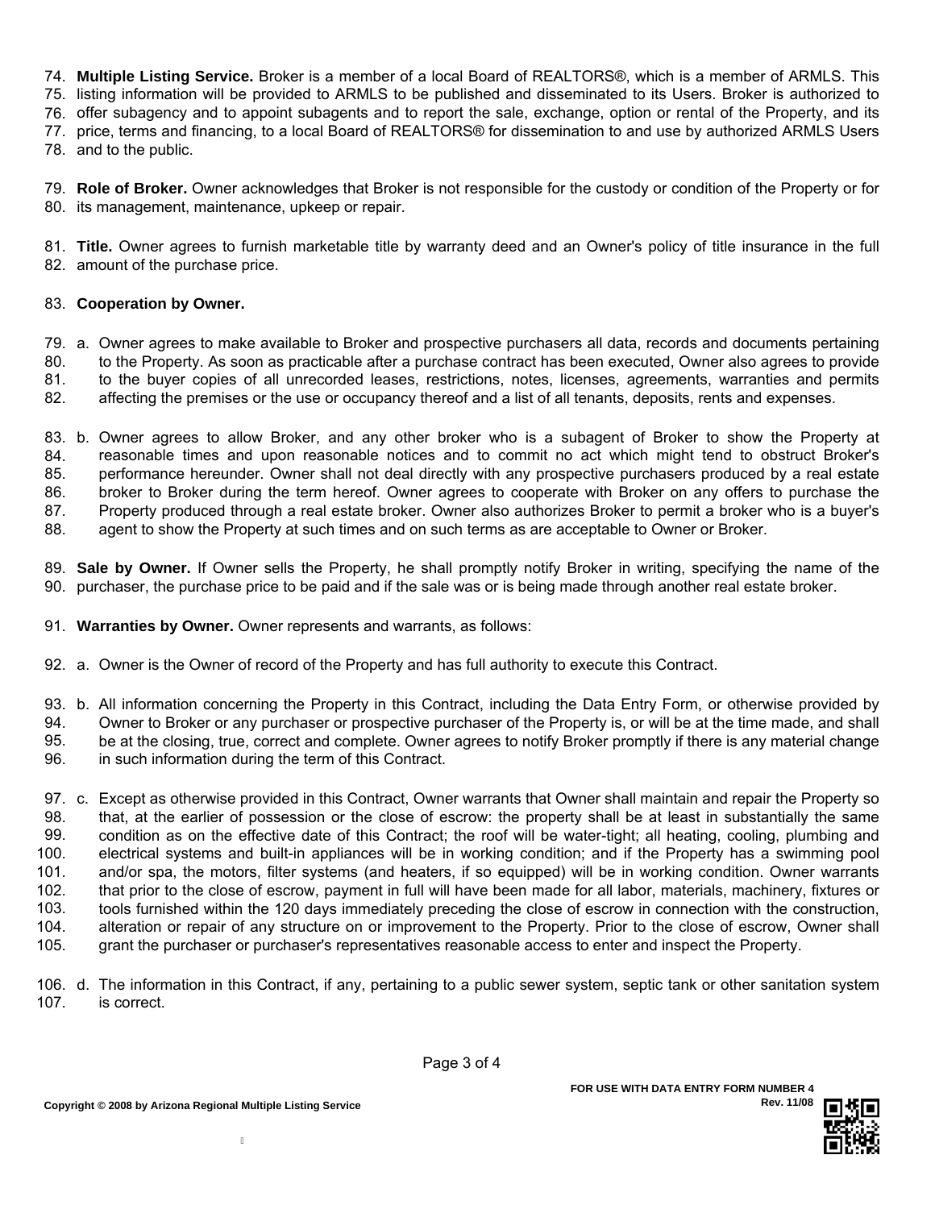74. **Multiple Listing Service.** Broker is a member of a local Board of REALTORS®, which is a member of ARMLS. This
75. listing information will be provided to ARMLS to be published and disseminated to its Users. Broker is authorized to
76. offer subagency and to appoint subagents and to report the sale, exchange, option or rental of the Property, and its
77. price, terms and financing, to a local Board of REALTORS® for dissemination to and use by authorized ARMLS Users
78. and to the public.

79. **Role of Broker.** Owner acknowledges that Broker is not responsible for the custody or condition of the Property or for
80. its management, maintenance, upkeep or repair.

81. **Title.** Owner agrees to furnish marketable title by warranty deed and an Owner's policy of title insurance in the full
82. amount of the purchase price.

83. **Cooperation by Owner.**

79. a. Owner agrees to make available to Broker and prospective purchasers all data, records and documents pertaining
80. to the Property. As soon as practicable after a purchase contract has been executed, Owner also agrees to provide
81. to the buyer copies of all unrecorded leases, restrictions, notes, licenses, agreements, warranties and permits
82. affecting the premises or the use or occupancy thereof and a list of all tenants, deposits, rents and expenses.

83. b. Owner agrees to allow Broker, and any other broker who is a subagent of Broker to show the Property at
84. reasonable times and upon reasonable notices and to commit no act which might tend to obstruct Broker's
85. performance hereunder. Owner shall not deal directly with any prospective purchasers produced by a real estate
86. broker to Broker during the term hereof. Owner agrees to cooperate with Broker on any offers to purchase the
87. Property produced through a real estate broker. Owner also authorizes Broker to permit a broker who is a buyer's
88. agent to show the Property at such times and on such terms as are acceptable to Owner or Broker.

89. **Sale by Owner.** If Owner sells the Property, he shall promptly notify Broker in writing, specifying the name of the
90. purchaser, the purchase price to be paid and if the sale was or is being made through another real estate broker.

91. **Warranties by Owner.** Owner represents and warrants, as follows:

92. a. Owner is the Owner of record of the Property and has full authority to execute this Contract.

93. b. All information concerning the Property in this Contract, including the Data Entry Form, or otherwise provided by
94. Owner to Broker or any purchaser or prospective purchaser of the Property is, or will be at the time made, and shall
95. be at the closing, true, correct and complete. Owner agrees to notify Broker promptly if there is any material change
96. in such information during the term of this Contract.

97. c. Except as otherwise provided in this Contract, Owner warrants that Owner shall maintain and repair the Property so
98. that, at the earlier of possession or the close of escrow: the property shall be at least in substantially the same
99. condition as on the effective date of this Contract; the roof will be water-tight; all heating, cooling, plumbing and
100. electrical systems and built-in appliances will be in working condition; and if the Property has a swimming pool
101. and/or spa, the motors, filter systems (and heaters, if so equipped) will be in working condition. Owner warrants
102. that prior to the close of escrow, payment in full will have been made for all labor, materials, machinery, fixtures or
103. tools furnished within the 120 days immediately preceding the close of escrow in connection with the construction,
104. alteration or repair of any structure on or improvement to the Property. Prior to the close of escrow, Owner shall
105. grant the purchaser or purchaser's representatives reasonable access to enter and inspect the Property.

106. d. The information in this Contract, if any, pertaining to a public sewer system, septic tank or other sanitation system
107. is correct.

FOR USE WITH DATA ENTRY FORM NUMBER 4
Rev. 11/08

Copyright © 2008 by Arizona Regional Multiple Listing Service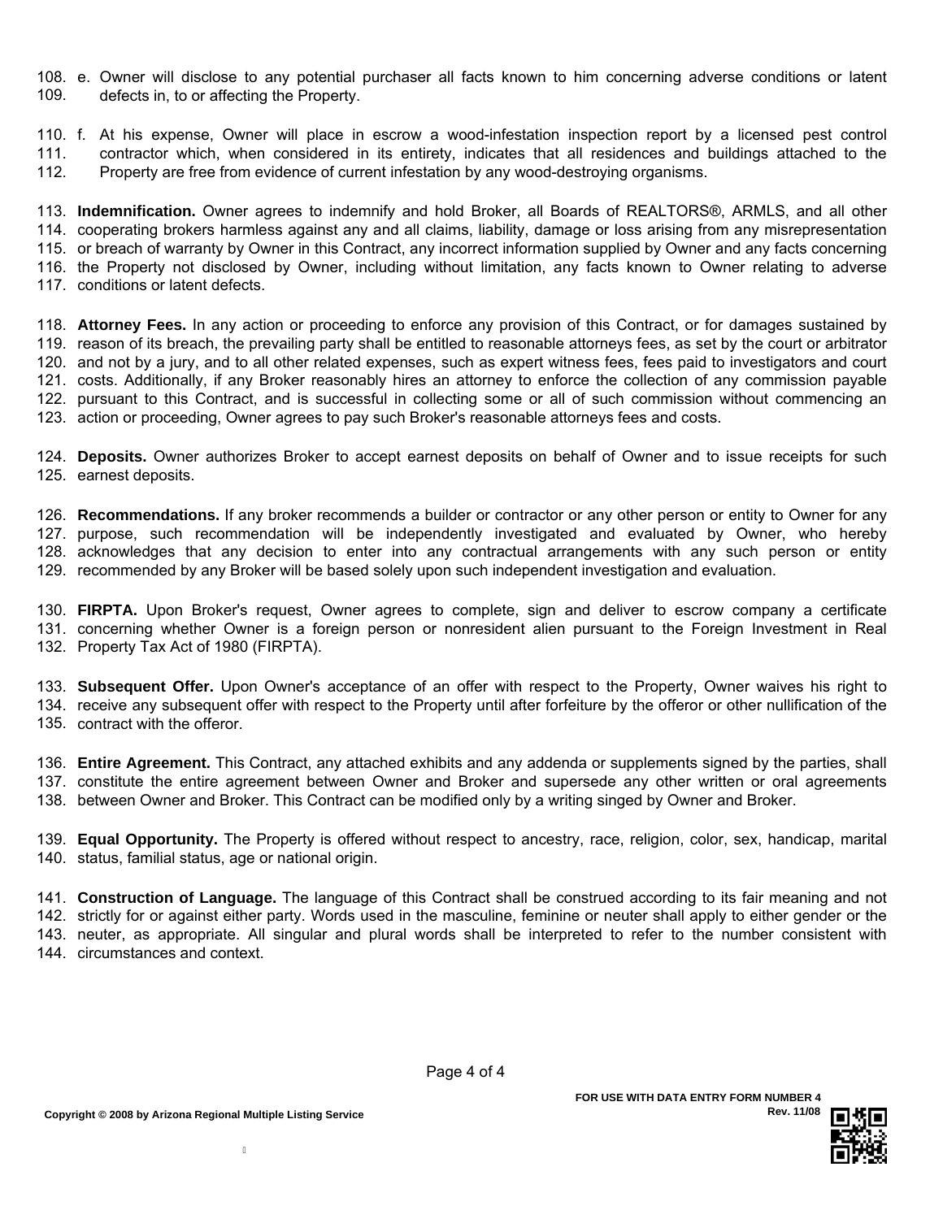e. Owner will disclose to any potential purchaser all facts known to him concerning adverse conditions or latent defects in, to or affecting the Property.

f. At his expense, Owner will place in escrow a wood-infestation inspection report by a licensed pest control contractor which, when considered in its entirety, indicates that all residences and buildings attached to the Property are free from evidence of current infestation by any wood-destroying organisms.

**Indemnification.** Owner agrees to indemnify and hold Broker, all Boards of REALTORS®, ARMLS, and all other cooperating brokers harmless against any and all claims, liability, damage or loss arising from any misrepresentation or breach of warranty by Owner in this Contract, any incorrect information supplied by Owner and any facts concerning the Property not disclosed by Owner, including without limitation, any facts known to Owner relating to adverse conditions or latent defects.

**Attorney Fees.** In any action or proceeding to enforce any provision of this Contract, or for damages sustained by reason of its breach, the prevailing party shall be entitled to reasonable attorneys fees, as set by the court or arbitrator and not by a jury, and to all other related expenses, such as expert witness fees, fees paid to investigators and court costs. Additionally, if any Broker reasonably hires an attorney to enforce the collection of any commission payable pursuant to this Contract, and is successful in collecting some or all of such commission without commencing an action or proceeding, Owner agrees to pay such Broker's reasonable attorneys fees and costs.

**Deposits.** Owner authorizes Broker to accept earnest deposits on behalf of Owner and to issue receipts for such earnest deposits.

**Recommendations.** If any broker recommends a builder or contractor or any other person or entity to Owner for any purpose, such recommendation will be independently investigated and evaluated by Owner, who hereby acknowledges that any decision to enter into any contractual arrangements with any such person or entity recommended by any Broker will be based solely upon such independent investigation and evaluation.

**FIRPTA.** Upon Broker's request, Owner agrees to complete, sign and deliver to escrow company a certificate concerning whether Owner is a foreign person or nonresident alien pursuant to the Foreign Investment in Real Property Tax Act of 1980 (FIRPTA).

**Subsequent Offer.** Upon Owner's acceptance of an offer with respect to the Property, Owner waives his right to receive any subsequent offer with respect to the Property until after forfeiture by the offeror or other nullification of the contract with the offeror.

**Entire Agreement.** This Contract, any attached exhibits and any addenda or supplements signed by the parties, shall constitute the entire agreement between Owner and Broker and supersede any other written or oral agreements between Owner and Broker. This Contract can be modified only by a writing singed by Owner and Broker.

**Equal Opportunity.** The Property is offered without respect to ancestry, race, religion, color, sex, handicap, marital status, familial status, age or national origin.

**Construction of Language.** The language of this Contract shall be construed according to its fair meaning and not strictly for or against either party. Words used in the masculine, feminine or neuter shall apply to either gender or the neuter, as appropriate. All singular and plural words shall be interpreted to refer to the number consistent with circumstances and context.

FOR USE WITH DATA ENTRY FORM NUMBER 4
Rev. 11/08

Copyright © 2008 by Arizona Regional Multiple Listing Service